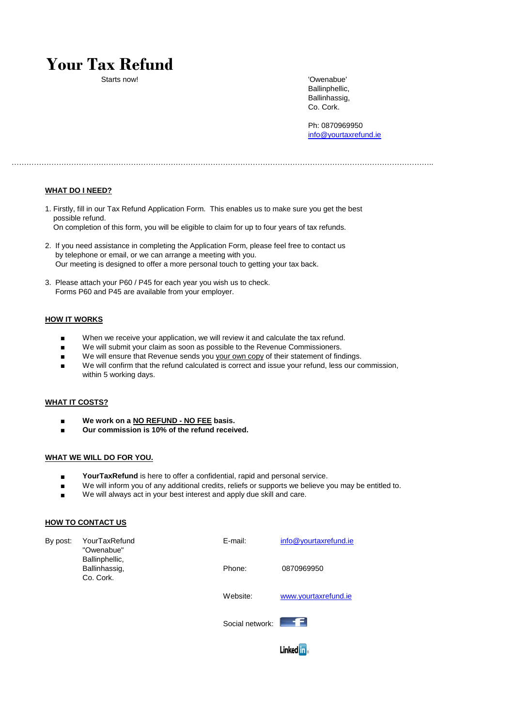# Your Tax Refund

Starts now!

'Owenabue'
Ballinphellic,
Ballinhassig,
Co. Cork.

Ph: 0870969950
info@yourtaxrefund.ie

---

## WHAT DO I NEED?

1. Firstly, fill in our Tax Refund Application Form. This enables us to make sure you get the best possible refund.
   On completion of this form, you will be eligible to claim for up to four years of tax refunds.

2. If you need assistance in completing the Application Form, please feel free to contact us by telephone or email, or we can arrange a meeting with you.
   Our meeting is designed to offer a more personal touch to getting your tax back.

3. Please attach your P60 / P45 for each year you wish us to check.
   Forms P60 and P45 are available from your employer.

## HOW IT WORKS

- When we receive your application, we will review it and calculate the tax refund.
- We will submit your claim as soon as possible to the Revenue Commissioners.
- We will ensure that Revenue sends you your own copy of their statement of findings.
- We will confirm that the refund calculated is correct and issue your refund, less our commission, within 5 working days.

## WHAT IT COSTS?

- **We work on a NO REFUND - NO FEE basis.**
- **Our commission is 10% of the refund received.**

## WHAT WE WILL DO FOR YOU.

- **YourTaxRefund** is here to offer a confidential, rapid and personal service.
- We will inform you of any additional credits, reliefs or supports we believe you may be entitled to.
- We will always act in your best interest and apply due skill and care.

## HOW TO CONTACT US

By post: YourTaxRefund
"Owenabue"
Ballinphellic,
Ballinhassig,
Co. Cork.

E-mail: info@yourtaxrefund.ie

Phone: 0870969950

Website: www.yourtaxrefund.ie

Social network: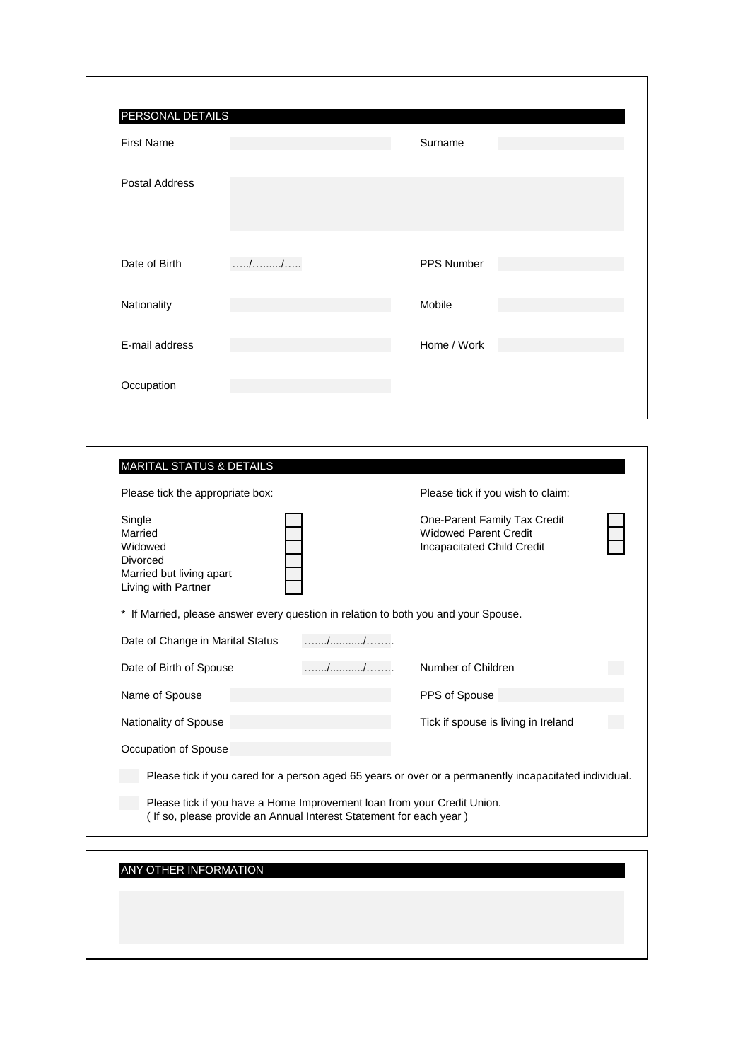## PERSONAL DETAILS

| | | | |
|---|---|---|---|
| First Name | | Surname | |
| Postal Address | | | |
| Date of Birth | …../…....../….. | PPS Number | |
| Nationality | | Mobile | |
| E-mail address | | Home / Work | |
| Occupation | | | |

## MARITAL STATUS & DETAILS

Please tick the appropriate box:

- Single ☐
- Married ☐
- Widowed ☐
- Divorced ☐
- Married but living apart ☐
- Living with Partner ☐

Please tick if you wish to claim:

- One-Parent Family Tax Credit ☐
- Widowed Parent Credit ☐
- Incapacitated Child Credit ☐

* If Married, please answer every question in relation to both you and your Spouse.

| | | | |
|---|---|---|---|
| Date of Change in Marital Status | ……./………../…….. | | |
| Date of Birth of Spouse | ……./………../…….. | Number of Children | |
| Name of Spouse | | PPS of Spouse | |
| Nationality of Spouse | | Tick if spouse is living in Ireland | ☐ |
| Occupation of Spouse | | | |

☐ Please tick if you cared for a person aged 65 years or over or a permanently incapacitated individual.

☐ Please tick if you have a Home Improvement loan from your Credit Union.
( If so, please provide an Annual Interest Statement for each year )

## ANY OTHER INFORMATION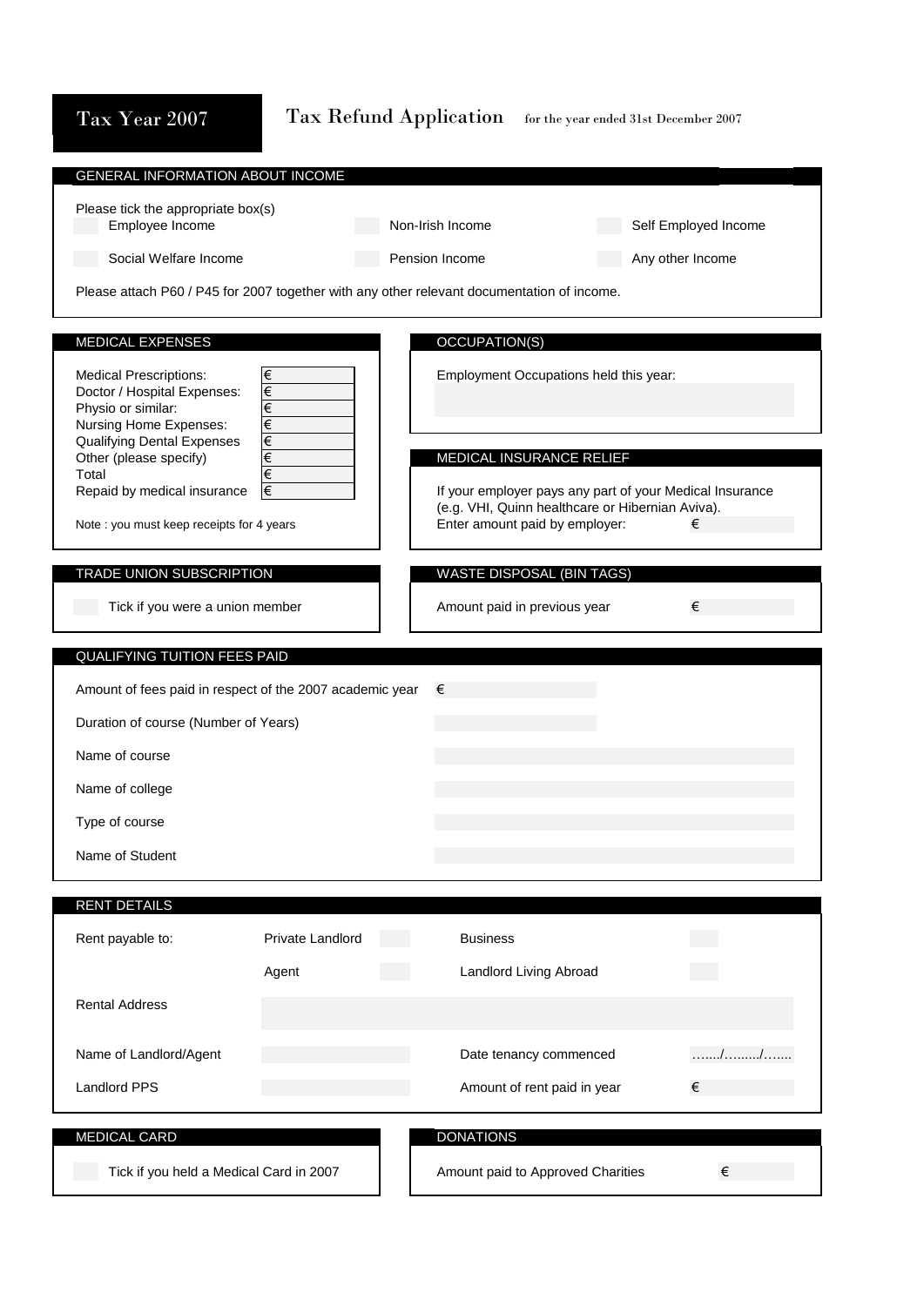# Tax Year 2007

## Tax Refund Application for the year ended 31st December 2007

### GENERAL INFORMATION ABOUT INCOME

Please tick the appropriate box(s)

| | | |
|---|---|---|
| Employee Income | Non-Irish Income | Self Employed Income |
| Social Welfare Income | Pension Income | Any other Income |

Please attach P60 / P45 for 2007 together with any other relevant documentation of income.

### MEDICAL EXPENSES

| | |
|---|---|
| Medical Prescriptions: | € |
| Doctor / Hospital Expenses: | € |
| Physio or similar: | € |
| Nursing Home Expenses: | € |
| Qualifying Dental Expenses | € |
| Other (please specify) | € |
| Total | € |
| Repaid by medical insurance | € |

Note : you must keep receipts for 4 years

### OCCUPATION(S)

Employment Occupations held this year:

### MEDICAL INSURANCE RELIEF

If your employer pays any part of your Medical Insurance (e.g. VHI, Quinn healthcare or Hibernian Aviva).

Enter amount paid by employer: €

### TRADE UNION SUBSCRIPTION

Tick if you were a union member

### WASTE DISPOSAL (BIN TAGS)

Amount paid in previous year €

### QUALIFYING TUITION FEES PAID

Amount of fees paid in respect of the 2007 academic year €

Duration of course (Number of Years)

Name of course

Name of college

Type of course

Name of Student

### RENT DETAILS

| | | | |
|---|---|---|---|
| Rent payable to: | Private Landlord | Business | |
| | Agent | Landlord Living Abroad | |
| Rental Address | | | |
| Name of Landlord/Agent | | Date tenancy commenced | ……/……../…… |
| Landlord PPS | | Amount of rent paid in year | € |

### MEDICAL CARD

Tick if you held a Medical Card in 2007

### DONATIONS

Amount paid to Approved Charities €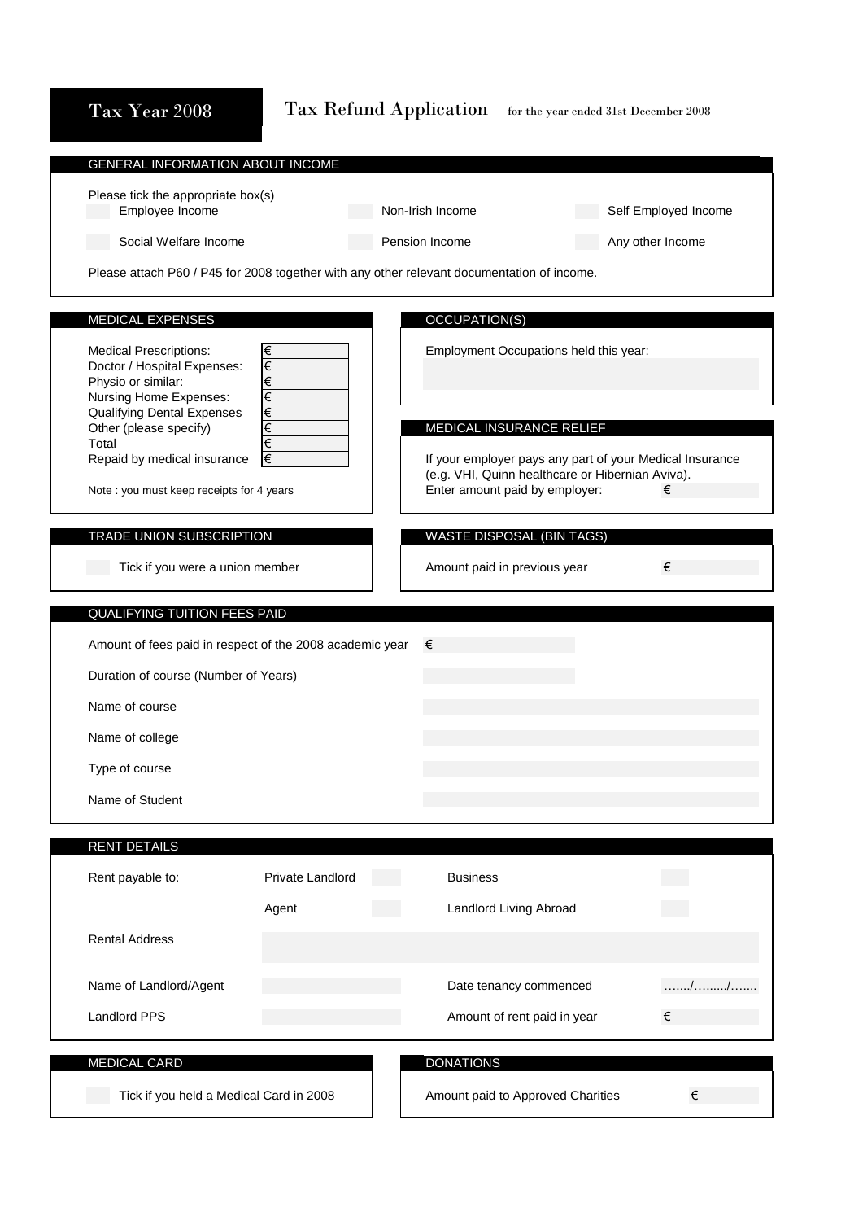# Tax Year 2008

## Tax Refund Application for the year ended 31st December 2008

### GENERAL INFORMATION ABOUT INCOME

Please tick the appropriate box(s)

- Employee Income
- Non-Irish Income
- Self Employed Income
- Social Welfare Income
- Pension Income
- Any other Income

Please attach P60 / P45 for 2008 together with any other relevant documentation of income.

### MEDICAL EXPENSES

| | |
|---|---|
| Medical Prescriptions: | € |
| Doctor / Hospital Expenses: | € |
| Physio or similar: | € |
| Nursing Home Expenses: | € |
| Qualifying Dental Expenses | € |
| Other (please specify) | € |
| Total | € |
| Repaid by medical insurance | € |

Note : you must keep receipts for 4 years

### OCCUPATION(S)

Employment Occupations held this year:

### MEDICAL INSURANCE RELIEF

If your employer pays any part of your Medical Insurance (e.g. VHI, Quinn healthcare or Hibernian Aviva).

Enter amount paid by employer: €

### TRADE UNION SUBSCRIPTION

Tick if you were a union member

### WASTE DISPOSAL (BIN TAGS)

Amount paid in previous year €

### QUALIFYING TUITION FEES PAID

Amount of fees paid in respect of the 2008 academic year €

Duration of course (Number of Years)

Name of course

Name of college

Type of course

Name of Student

### RENT DETAILS

| | | | | |
|---|---|---|---|---|
| Rent payable to: | Private Landlord | | Business | |
| | Agent | | Landlord Living Abroad | |
| Rental Address | | | | |
| Name of Landlord/Agent | | | Date tenancy commenced | ……/……../…... |
| Landlord PPS | | | Amount of rent paid in year | € |

### MEDICAL CARD

Tick if you held a Medical Card in 2008

### DONATIONS

Amount paid to Approved Charities €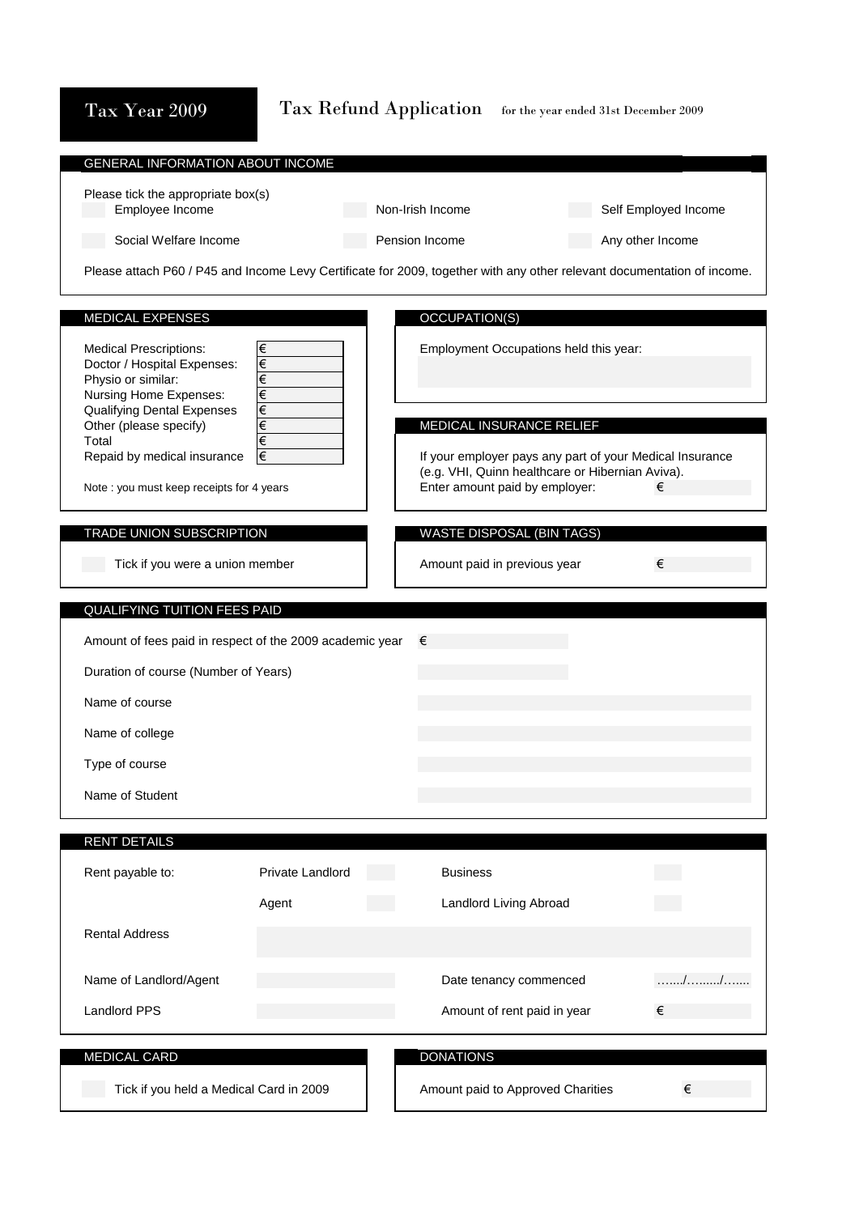# Tax Year 2009

## Tax Refund Application for the year ended 31st December 2009

### GENERAL INFORMATION ABOUT INCOME

Please tick the appropriate box(s)

- Employee Income
- Non-Irish Income
- Self Employed Income
- Social Welfare Income
- Pension Income
- Any other Income

Please attach P60 / P45 and Income Levy Certificate for 2009, together with any other relevant documentation of income.

### MEDICAL EXPENSES

| | |
|---|---|
| Medical Prescriptions: | € |
| Doctor / Hospital Expenses: | € |
| Physio or similar: | € |
| Nursing Home Expenses: | € |
| Qualifying Dental Expenses | € |
| Other (please specify) | € |
| Total | € |
| Repaid by medical insurance | € |

Note : you must keep receipts for 4 years

### OCCUPATION(S)

Employment Occupations held this year:

### MEDICAL INSURANCE RELIEF

If your employer pays any part of your Medical Insurance (e.g. VHI, Quinn healthcare or Hibernian Aviva).

Enter amount paid by employer: €

### TRADE UNION SUBSCRIPTION

Tick if you were a union member

### WASTE DISPOSAL (BIN TAGS)

Amount paid in previous year €

### QUALIFYING TUITION FEES PAID

Amount of fees paid in respect of the 2009 academic year €

Duration of course (Number of Years)

Name of course

Name of college

Type of course

Name of Student

### RENT DETAILS

Rent payable to: Private Landlord / Business / Agent / Landlord Living Abroad

Rental Address

Name of Landlord/Agent

Date tenancy commenced ….../….…./…....

Landlord PPS

Amount of rent paid in year €

### MEDICAL CARD

Tick if you held a Medical Card in 2009

### DONATIONS

Amount paid to Approved Charities €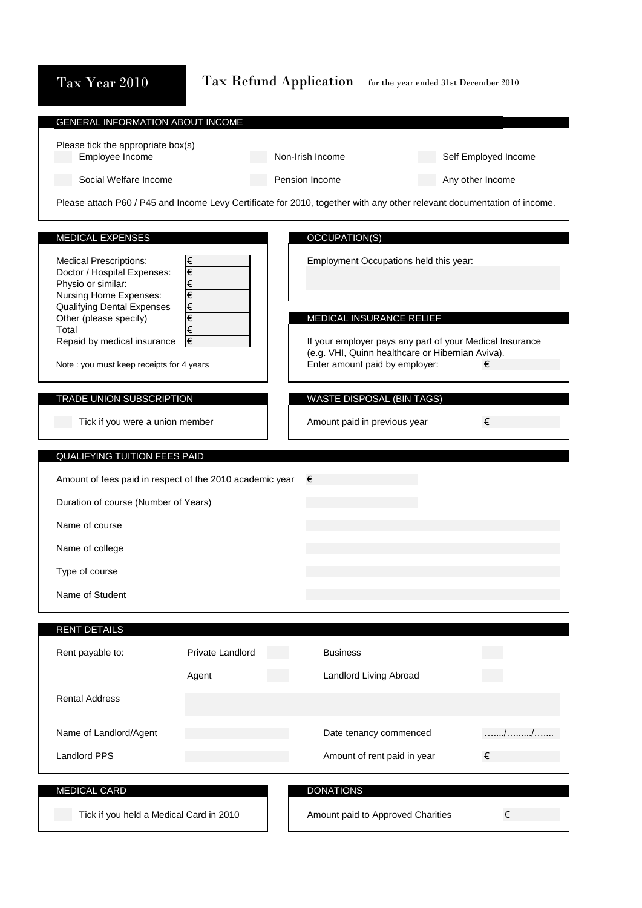# Tax Year 2010

## Tax Refund Application for the year ended 31st December 2010

### GENERAL INFORMATION ABOUT INCOME

Please tick the appropriate box(s)

| | | |
|---|---|---|
| Employee Income | Non-Irish Income | Self Employed Income |
| Social Welfare Income | Pension Income | Any other Income |

Please attach P60 / P45 and Income Levy Certificate for 2010, together with any other relevant documentation of income.

### MEDICAL EXPENSES

| | |
|---|---|
| Medical Prescriptions: | € |
| Doctor / Hospital Expenses: | € |
| Physio or similar: | € |
| Nursing Home Expenses: | € |
| Qualifying Dental Expenses | € |
| Other (please specify) | € |
| Total | € |
| Repaid by medical insurance | € |

Note : you must keep receipts for 4 years

### OCCUPATION(S)

Employment Occupations held this year:

### MEDICAL INSURANCE RELIEF

If your employer pays any part of your Medical Insurance (e.g. VHI, Quinn healthcare or Hibernian Aviva).

Enter amount paid by employer: €

### TRADE UNION SUBSCRIPTION

Tick if you were a union member

### WASTE DISPOSAL (BIN TAGS)

Amount paid in previous year €

### QUALIFYING TUITION FEES PAID

| | |
|---|---|
| Amount of fees paid in respect of the 2010 academic year | € |
| Duration of course (Number of Years) | |
| Name of course | |
| Name of college | |
| Type of course | |
| Name of Student | |

### RENT DETAILS

| | | | | |
|---|---|---|---|---|
| Rent payable to: | Private Landlord | | Business | |
| | Agent | | Landlord Living Abroad | |
| Rental Address | | | | |
| Name of Landlord/Agent | | | Date tenancy commenced | ….../…...../…... |
| Landlord PPS | | | Amount of rent paid in year | € |

### MEDICAL CARD

Tick if you held a Medical Card in 2010

### DONATIONS

Amount paid to Approved Charities €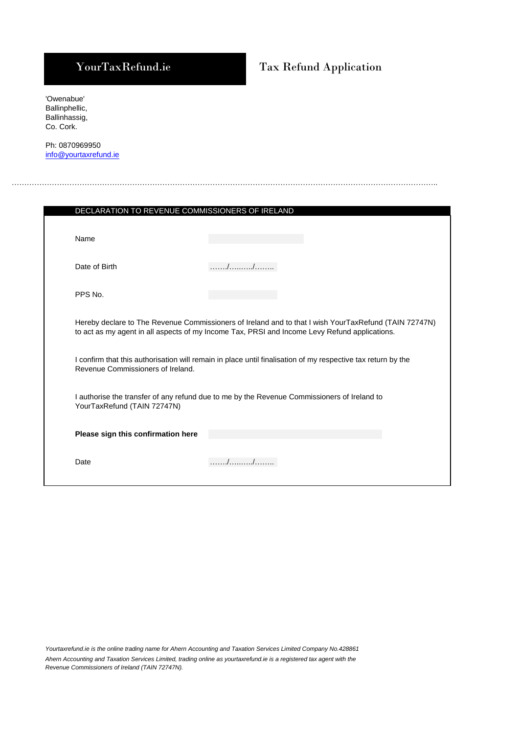# YourTaxRefund.ie

# Tax Refund Application

'Owenabue'
Ballinphellic,
Ballinhassig,
Co. Cork.

Ph: 0870969950
info@yourtaxrefund.ie

…………………………………………………………………………………………………………………………………………………………..

## DECLARATION TO REVENUE COMMISSIONERS OF IRELAND

| | |
|---|---|
| Name | |
| Date of Birth | ……./…..…../…….. |
| PPS No. | |

Hereby declare to The Revenue Commissioners of Ireland and to that I wish YourTaxRefund (TAIN 72747N) to act as my agent in all aspects of my Income Tax, PRSI and Income Levy Refund applications.

I confirm that this authorisation will remain in place until finalisation of my respective tax return by the Revenue Commissioners of Ireland.

I authorise the transfer of any refund due to me by the Revenue Commissioners of Ireland to YourTaxRefund (TAIN 72747N)

| | |
|---|---|
| **Please sign this confirmation here** | |
| Date | ……./…..…../…….. |

*Yourtaxrefund.ie is the online trading name for Ahern Accounting and Taxation Services Limited Company No.428861*

*Ahern Accounting and Taxation Services Limited, trading online as yourtaxrefund.ie is a registered tax agent with the Revenue Commissioners of Ireland (TAIN 72747N).*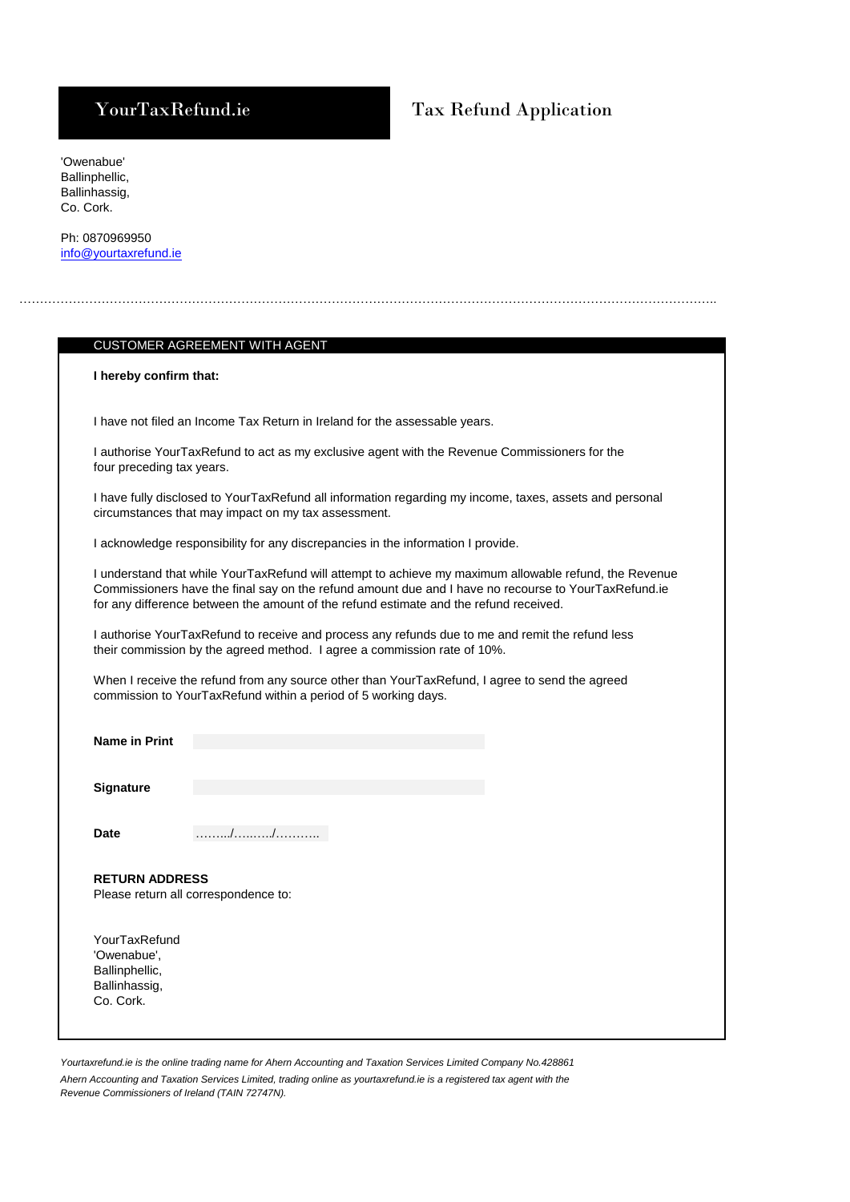# YourTaxRefund.ie

# Tax Refund Application

'Owenabue'
Ballinphellic,
Ballinhassig,
Co. Cork.

Ph: 0870969950
info@yourtaxrefund.ie

……………………………………………………………………………………………………………………………………………………..

## CUSTOMER AGREEMENT WITH AGENT

**I hereby confirm that:**

I have not filed an Income Tax Return in Ireland for the assessable years.

I authorise YourTaxRefund to act as my exclusive agent with the Revenue Commissioners for the four preceding tax years.

I have fully disclosed to YourTaxRefund all information regarding my income, taxes, assets and personal circumstances that may impact on my tax assessment.

I acknowledge responsibility for any discrepancies in the information I provide.

I understand that while YourTaxRefund will attempt to achieve my maximum allowable refund, the Revenue Commissioners have the final say on the refund amount due and I have no recourse to YourTaxRefund.ie for any difference between the amount of the refund estimate and the refund received.

I authorise YourTaxRefund to receive and process any refunds due to me and remit the refund less their commission by the agreed method. I agree a commission rate of 10%.

When I receive the refund from any source other than YourTaxRefund, I agree to send the agreed commission to YourTaxRefund within a period of 5 working days.

**Name in Print**

**Signature**

**Date** ……../….…./………..

**RETURN ADDRESS**
Please return all correspondence to:

YourTaxRefund
'Owenabue',
Ballinphellic,
Ballinhassig,
Co. Cork.

*Yourtaxrefund.ie is the online trading name for Ahern Accounting and Taxation Services Limited Company No.428861*

*Ahern Accounting and Taxation Services Limited, trading online as yourtaxrefund.ie is a registered tax agent with the Revenue Commissioners of Ireland (TAIN 72747N).*